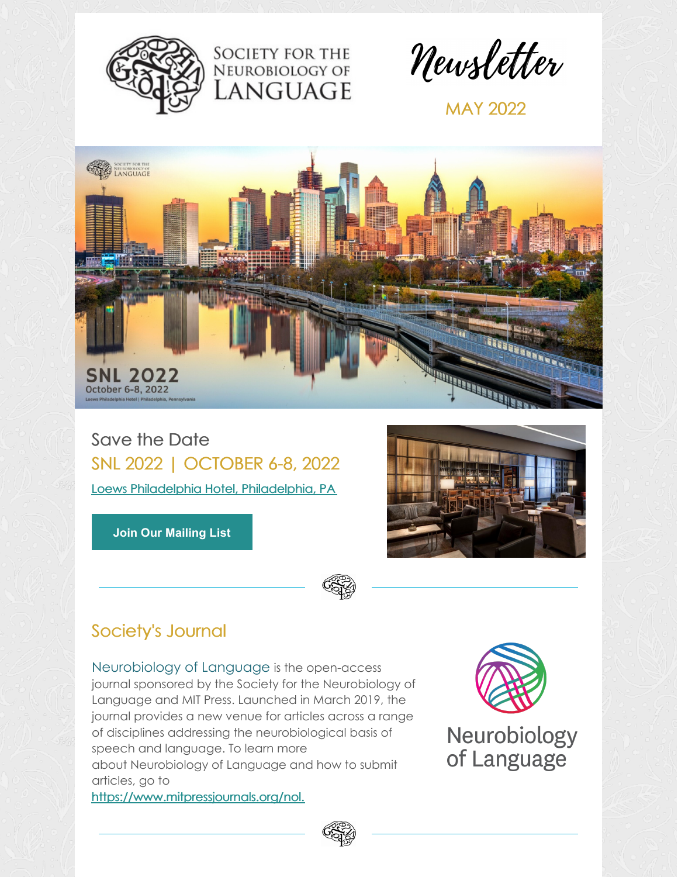# Society for the Neurobiology of Language

## Newsletter

MAY 2022

Save the Date

## SNL 2022 | OCTOBER 6-8, 2022

Loews Philadelphia Hotel, Philadelphia, PA

Join Our Mailing List

## Society's Journal

Neurobiology of Language is the open-access journal sponsored by the Society for the Neurobiology of Language and MIT Press. Launched in March 2019, the journal provides a new venue for articles across a range of disciplines addressing the neurobiological basis of speech and language. To learn more about Neurobiology of Language and how to submit articles, go to https://www.mitpressjournals.org/nol.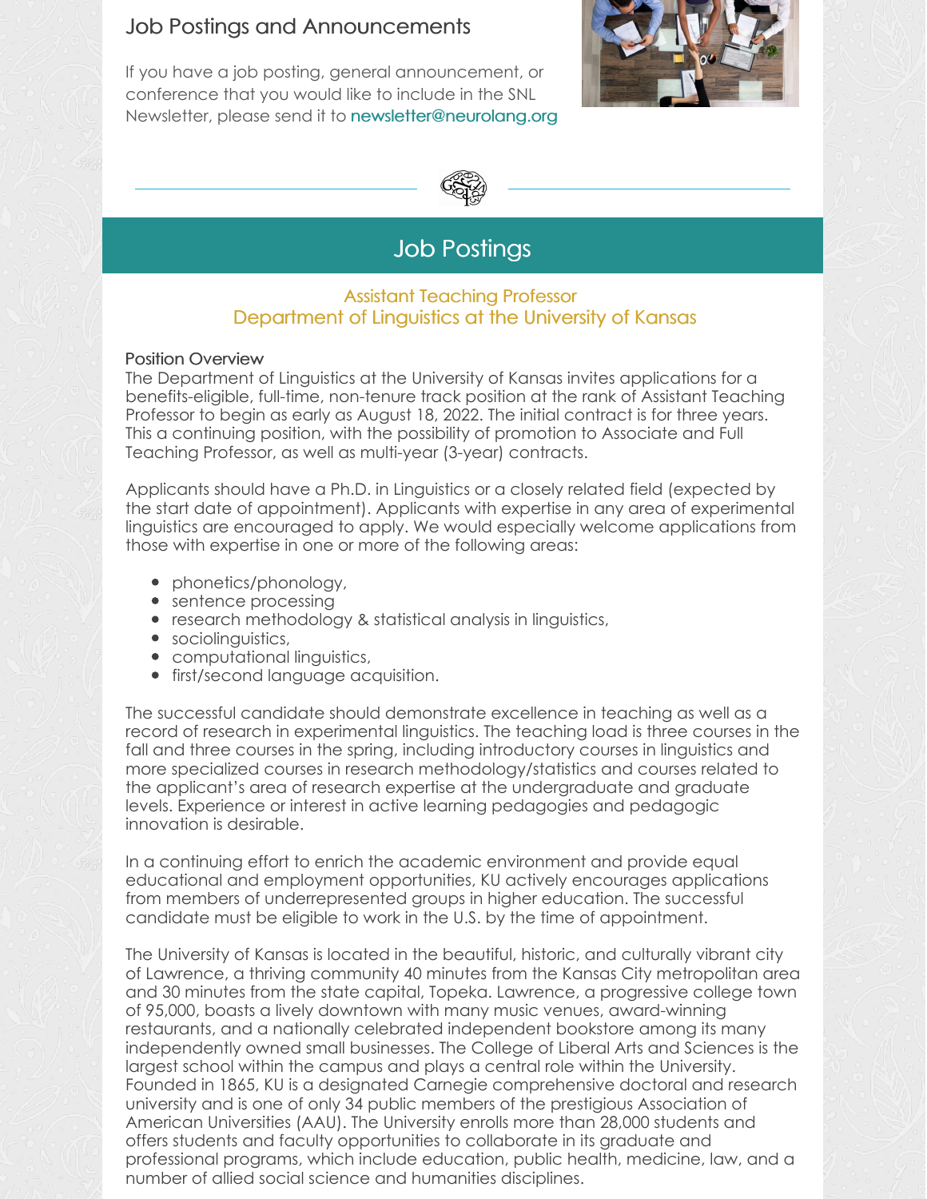## Job Postings and Announcements

If you have a job posting, general announcement, or conference that you would like to include in the SNL Newsletter, please send it to newsletter@neurolang.org

# Job Postings

### Assistant Teaching Professor
### Department of Linguistics at the University of Kansas

**Position Overview**

The Department of Linguistics at the University of Kansas invites applications for a benefits-eligible, full-time, non-tenure track position at the rank of Assistant Teaching Professor to begin as early as August 18, 2022. The initial contract is for three years. This a continuing position, with the possibility of promotion to Associate and Full Teaching Professor, as well as multi-year (3-year) contracts.

Applicants should have a Ph.D. in Linguistics or a closely related field (expected by the start date of appointment). Applicants with expertise in any area of experimental linguistics are encouraged to apply. We would especially welcome applications from those with expertise in one or more of the following areas:

- phonetics/phonology,
- sentence processing
- research methodology & statistical analysis in linguistics,
- sociolinguistics,
- computational linguistics,
- first/second language acquisition.

The successful candidate should demonstrate excellence in teaching as well as a record of research in experimental linguistics. The teaching load is three courses in the fall and three courses in the spring, including introductory courses in linguistics and more specialized courses in research methodology/statistics and courses related to the applicant's area of research expertise at the undergraduate and graduate levels. Experience or interest in active learning pedagogies and pedagogic innovation is desirable.

In a continuing effort to enrich the academic environment and provide equal educational and employment opportunities, KU actively encourages applications from members of underrepresented groups in higher education. The successful candidate must be eligible to work in the U.S. by the time of appointment.

The University of Kansas is located in the beautiful, historic, and culturally vibrant city of Lawrence, a thriving community 40 minutes from the Kansas City metropolitan area and 30 minutes from the state capital, Topeka. Lawrence, a progressive college town of 95,000, boasts a lively downtown with many music venues, award-winning restaurants, and a nationally celebrated independent bookstore among its many independently owned small businesses. The College of Liberal Arts and Sciences is the largest school within the campus and plays a central role within the University. Founded in 1865, KU is a designated Carnegie comprehensive doctoral and research university and is one of only 34 public members of the prestigious Association of American Universities (AAU). The University enrolls more than 28,000 students and offers students and faculty opportunities to collaborate in its graduate and professional programs, which include education, public health, medicine, law, and a number of allied social science and humanities disciplines.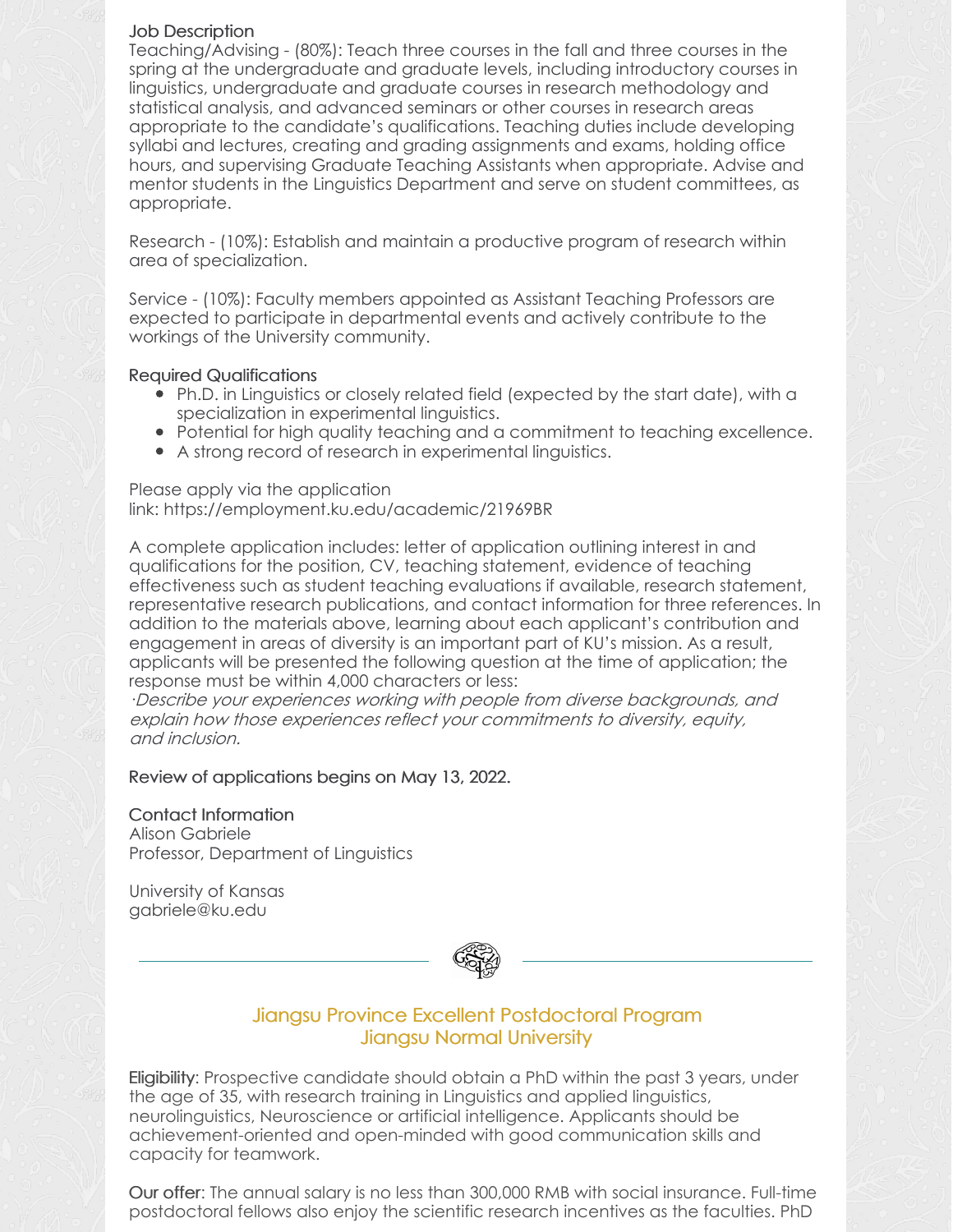### Job Description

Teaching/Advising - (80%): Teach three courses in the fall and three courses in the spring at the undergraduate and graduate levels, including introductory courses in linguistics, undergraduate and graduate courses in research methodology and statistical analysis, and advanced seminars or other courses in research areas appropriate to the candidate's qualifications. Teaching duties include developing syllabi and lectures, creating and grading assignments and exams, holding office hours, and supervising Graduate Teaching Assistants when appropriate. Advise and mentor students in the Linguistics Department and serve on student committees, as appropriate.

Research - (10%): Establish and maintain a productive program of research within area of specialization.

Service - (10%): Faculty members appointed as Assistant Teaching Professors are expected to participate in departmental events and actively contribute to the workings of the University community.

### Required Qualifications

- Ph.D. in Linguistics or closely related field (expected by the start date), with a specialization in experimental linguistics.
- Potential for high quality teaching and a commitment to teaching excellence.
- A strong record of research in experimental linguistics.

Please apply via the application link: https://employment.ku.edu/academic/21969BR

A complete application includes: letter of application outlining interest in and qualifications for the position, CV, teaching statement, evidence of teaching effectiveness such as student teaching evaluations if available, research statement, representative research publications, and contact information for three references. In addition to the materials above, learning about each applicant's contribution and engagement in areas of diversity is an important part of KU's mission. As a result, applicants will be presented the following question at the time of application; the response must be within 4,000 characters or less:

*·Describe your experiences working with people from diverse backgrounds, and explain how those experiences reflect your commitments to diversity, equity, and inclusion.*

Review of applications begins on May 13, 2022.

### Contact Information

Alison Gabriele
Professor, Department of Linguistics

University of Kansas
gabriele@ku.edu

## Jiangsu Province Excellent Postdoctoral Program
## Jiangsu Normal University

**Eligibility**: Prospective candidate should obtain a PhD within the past 3 years, under the age of 35, with research training in Linguistics and applied linguistics, neurolinguistics, Neuroscience or artificial intelligence. Applicants should be achievement-oriented and open-minded with good communication skills and capacity for teamwork.

**Our offer**: The annual salary is no less than 300,000 RMB with social insurance. Full-time postdoctoral fellows also enjoy the scientific research incentives as the faculties. PhD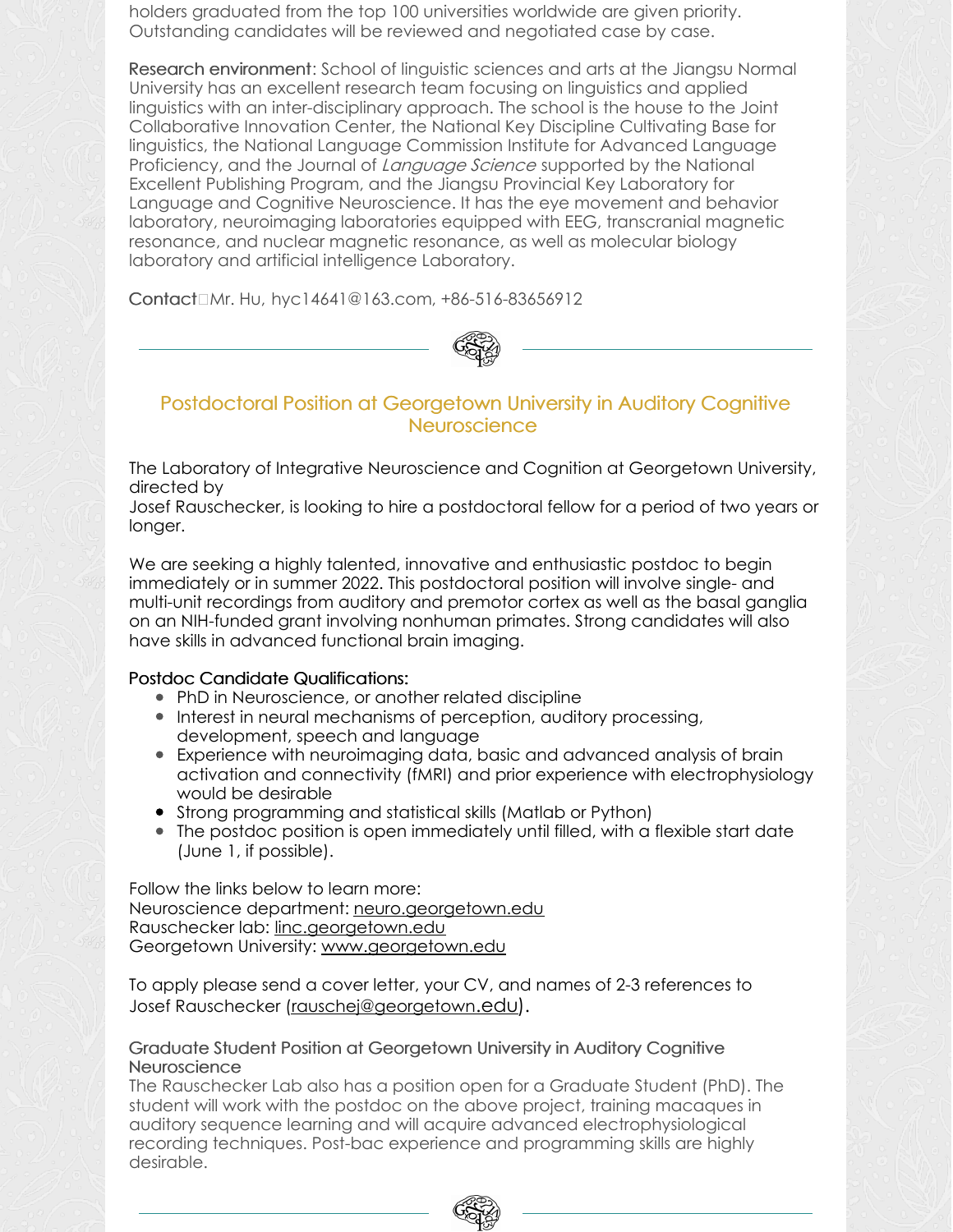holders graduated from the top 100 universities worldwide are given priority. Outstanding candidates will be reviewed and negotiated case by case.

**Research environment**: School of linguistic sciences and arts at the Jiangsu Normal University has an excellent research team focusing on linguistics and applied linguistics with an inter-disciplinary approach. The school is the house to the Joint Collaborative Innovation Center, the National Key Discipline Cultivating Base for linguistics, the National Language Commission Institute for Advanced Language Proficiency, and the Journal of *Language Science* supported by the National Excellent Publishing Program, and the Jiangsu Provincial Key Laboratory for Language and Cognitive Neuroscience. It has the eye movement and behavior laboratory, neuroimaging laboratories equipped with EEG, transcranial magnetic resonance, and nuclear magnetic resonance, as well as molecular biology laboratory and artificial intelligence Laboratory.

**Contact**Mr. Hu, hyc14641@163.com, +86-516-83656912

---

## Postdoctoral Position at Georgetown University in Auditory Cognitive Neuroscience

The Laboratory of Integrative Neuroscience and Cognition at Georgetown University, directed by
Josef Rauschecker, is looking to hire a postdoctoral fellow for a period of two years or longer.

We are seeking a highly talented, innovative and enthusiastic postdoc to begin immediately or in summer 2022. This postdoctoral position will involve single- and multi-unit recordings from auditory and premotor cortex as well as the basal ganglia on an NIH-funded grant involving nonhuman primates. Strong candidates will also have skills in advanced functional brain imaging.

**Postdoc Candidate Qualifications:**

- PhD in Neuroscience, or another related discipline
- Interest in neural mechanisms of perception, auditory processing, development, speech and language
- Experience with neuroimaging data, basic and advanced analysis of brain activation and connectivity (fMRI) and prior experience with electrophysiology would be desirable
- Strong programming and statistical skills (Matlab or Python)
- The postdoc position is open immediately until filled, with a flexible start date (June 1, if possible).

Follow the links below to learn more:
Neuroscience department: neuro.georgetown.edu
Rauschecker lab: linc.georgetown.edu
Georgetown University: www.georgetown.edu

To apply please send a cover letter, your CV, and names of 2-3 references to Josef Rauschecker (rauschej@georgetown.edu).

### Graduate Student Position at Georgetown University in Auditory Cognitive Neuroscience

The Rauschecker Lab also has a position open for a Graduate Student (PhD). The student will work with the postdoc on the above project, training macaques in auditory sequence learning and will acquire advanced electrophysiological recording techniques. Post-bac experience and programming skills are highly desirable.

---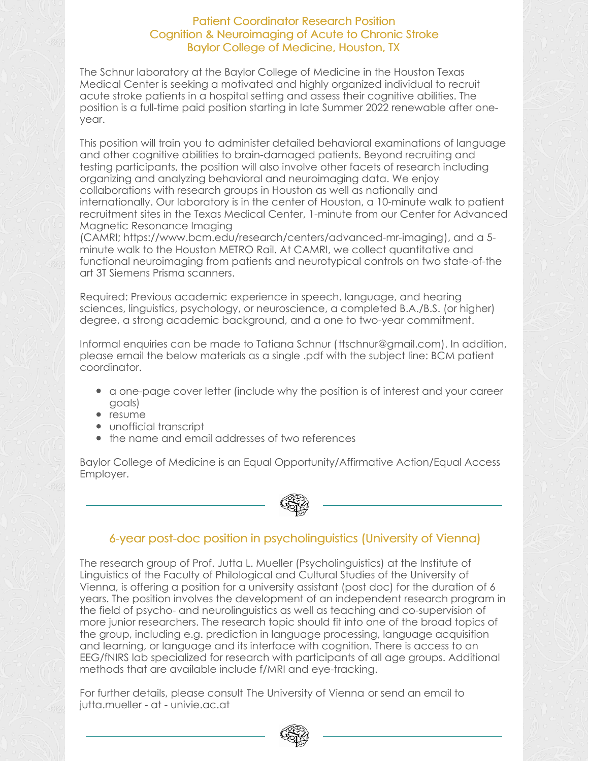## Patient Coordinator Research Position
## Cognition & Neuroimaging of Acute to Chronic Stroke
## Baylor College of Medicine, Houston, TX

The Schnur laboratory at the Baylor College of Medicine in the Houston Texas Medical Center is seeking a motivated and highly organized individual to recruit acute stroke patients in a hospital setting and assess their cognitive abilities. The position is a full-time paid position starting in late Summer 2022 renewable after one-year.

This position will train you to administer detailed behavioral examinations of language and other cognitive abilities to brain-damaged patients. Beyond recruiting and testing participants, the position will also involve other facets of research including organizing and analyzing behavioral and neuroimaging data. We enjoy collaborations with research groups in Houston as well as nationally and internationally. Our laboratory is in the center of Houston, a 10-minute walk to patient recruitment sites in the Texas Medical Center, 1-minute from our Center for Advanced Magnetic Resonance Imaging (CAMRI; https://www.bcm.edu/research/centers/advanced-mr-imaging), and a 5-minute walk to the Houston METRO Rail. At CAMRI, we collect quantitative and functional neuroimaging from patients and neurotypical controls on two state-of-the art 3T Siemens Prisma scanners.

Required: Previous academic experience in speech, language, and hearing sciences, linguistics, psychology, or neuroscience, a completed B.A./B.S. (or higher) degree, a strong academic background, and a one to two-year commitment.

Informal enquiries can be made to Tatiana Schnur (ttschnur@gmail.com). In addition, please email the below materials as a single .pdf with the subject line: BCM patient coordinator.

- a one-page cover letter (include why the position is of interest and your career goals)
- resume
- unofficial transcript
- the name and email addresses of two references

Baylor College of Medicine is an Equal Opportunity/Affirmative Action/Equal Access Employer.

---

## 6-year post-doc position in psycholinguistics (University of Vienna)

The research group of Prof. Jutta L. Mueller (Psycholinguistics) at the Institute of Linguistics of the Faculty of Philological and Cultural Studies of the University of Vienna, is offering a position for a university assistant (post doc) for the duration of 6 years. The position involves the development of an independent research program in the field of psycho- and neurolinguistics as well as teaching and co-supervision of more junior researchers. The research topic should fit into one of the broad topics of the group, including e.g. prediction in language processing, language acquisition and learning, or language and its interface with cognition. There is access to an EEG/fNIRS lab specialized for research with participants of all age groups. Additional methods that are available include f/MRI and eye-tracking.

For further details, please consult The University of Vienna or send an email to jutta.mueller - at - univie.ac.at

---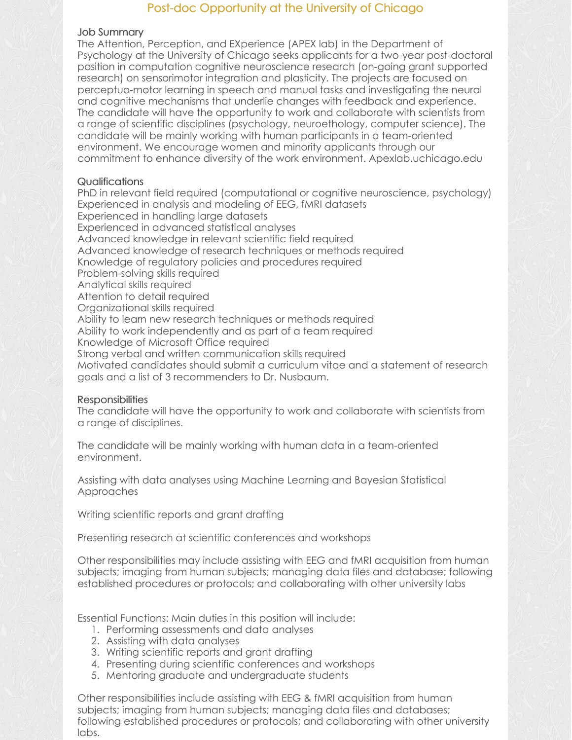# Post-doc Opportunity at the University of Chicago

## Job Summary

The Attention, Perception, and EXperience (APEX lab) in the Department of Psychology at the University of Chicago seeks applicants for a two-year post-doctoral position in computation cognitive neuroscience research (on-going grant supported research) on sensorimotor integration and plasticity. The projects are focused on perceptuo-motor learning in speech and manual tasks and investigating the neural and cognitive mechanisms that underlie changes with feedback and experience. The candidate will have the opportunity to work and collaborate with scientists from a range of scientific disciplines (psychology, neuroethology, computer science). The candidate will be mainly working with human participants in a team-oriented environment. We encourage women and minority applicants through our commitment to enhance diversity of the work environment. Apexlab.uchicago.edu

## Qualifications

PhD in relevant field required (computational or cognitive neuroscience, psychology)
Experienced in analysis and modeling of EEG, fMRI datasets
Experienced in handling large datasets
Experienced in advanced statistical analyses
Advanced knowledge in relevant scientific field required
Advanced knowledge of research techniques or methods required
Knowledge of regulatory policies and procedures required
Problem-solving skills required
Analytical skills required
Attention to detail required
Organizational skills required
Ability to learn new research techniques or methods required
Ability to work independently and as part of a team required
Knowledge of Microsoft Office required
Strong verbal and written communication skills required
Motivated candidates should submit a curriculum vitae and a statement of research goals and a list of 3 recommenders to Dr. Nusbaum.

## Responsibilities

The candidate will have the opportunity to work and collaborate with scientists from a range of disciplines.

The candidate will be mainly working with human data in a team-oriented environment.

Assisting with data analyses using Machine Learning and Bayesian Statistical Approaches

Writing scientific reports and grant drafting

Presenting research at scientific conferences and workshops

Other responsibilities may include assisting with EEG and fMRI acquisition from human subjects; imaging from human subjects; managing data files and database; following established procedures or protocols; and collaborating with other university labs

Essential Functions: Main duties in this position will include:

1. Performing assessments and data analyses
2. Assisting with data analyses
3. Writing scientific reports and grant drafting
4. Presenting during scientific conferences and workshops
5. Mentoring graduate and undergraduate students

Other responsibilities include assisting with EEG & fMRI acquisition from human subjects; imaging from human subjects; managing data files and databases; following established procedures or protocols; and collaborating with other university labs.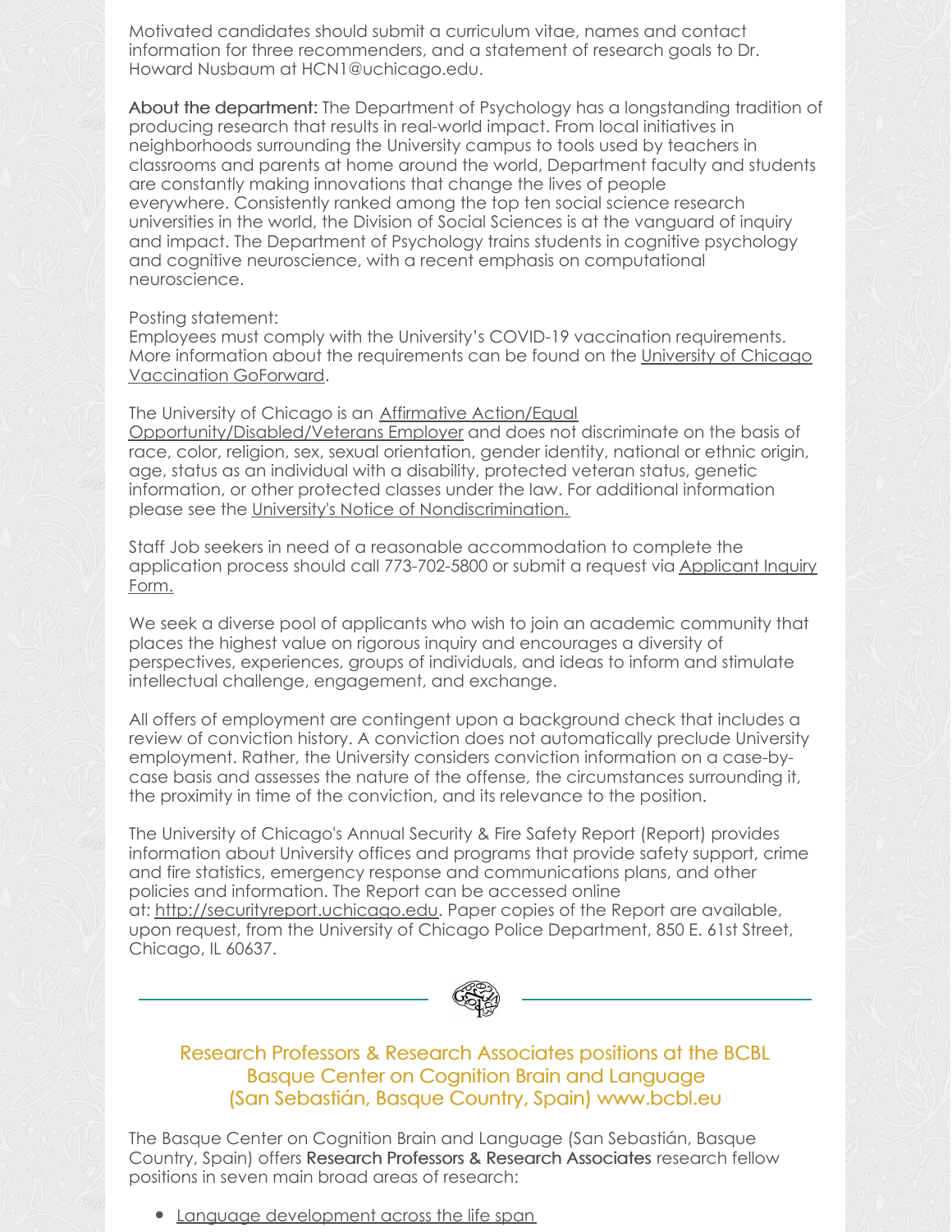Motivated candidates should submit a curriculum vitae, names and contact information for three recommenders, and a statement of research goals to Dr. Howard Nusbaum at HCN1@uchicago.edu.

**About the department:** The Department of Psychology has a longstanding tradition of producing research that results in real-world impact. From local initiatives in neighborhoods surrounding the University campus to tools used by teachers in classrooms and parents at home around the world, Department faculty and students are constantly making innovations that change the lives of people everywhere. Consistently ranked among the top ten social science research universities in the world, the Division of Social Sciences is at the vanguard of inquiry and impact. The Department of Psychology trains students in cognitive psychology and cognitive neuroscience, with a recent emphasis on computational neuroscience.

Posting statement:
Employees must comply with the University's COVID-19 vaccination requirements. More information about the requirements can be found on the University of Chicago Vaccination GoForward.

The University of Chicago is an Affirmative Action/Equal Opportunity/Disabled/Veterans Employer and does not discriminate on the basis of race, color, religion, sex, sexual orientation, gender identity, national or ethnic origin, age, status as an individual with a disability, protected veteran status, genetic information, or other protected classes under the law. For additional information please see the University's Notice of Nondiscrimination.

Staff Job seekers in need of a reasonable accommodation to complete the application process should call 773-702-5800 or submit a request via Applicant Inquiry Form.

We seek a diverse pool of applicants who wish to join an academic community that places the highest value on rigorous inquiry and encourages a diversity of perspectives, experiences, groups of individuals, and ideas to inform and stimulate intellectual challenge, engagement, and exchange.

All offers of employment are contingent upon a background check that includes a review of conviction history. A conviction does not automatically preclude University employment. Rather, the University considers conviction information on a case-by-case basis and assesses the nature of the offense, the circumstances surrounding it, the proximity in time of the conviction, and its relevance to the position.

The University of Chicago's Annual Security & Fire Safety Report (Report) provides information about University offices and programs that provide safety support, crime and fire statistics, emergency response and communications plans, and other policies and information. The Report can be accessed online at: http://securityreport.uchicago.edu. Paper copies of the Report are available, upon request, from the University of Chicago Police Department, 850 E. 61st Street, Chicago, IL 60637.

## Research Professors & Research Associates positions at the BCBL Basque Center on Cognition Brain and Language (San Sebastián, Basque Country, Spain) www.bcbl.eu

The Basque Center on Cognition Brain and Language (San Sebastián, Basque Country, Spain) offers **Research Professors & Research Associates** research fellow positions in seven main broad areas of research:

- Language development across the life span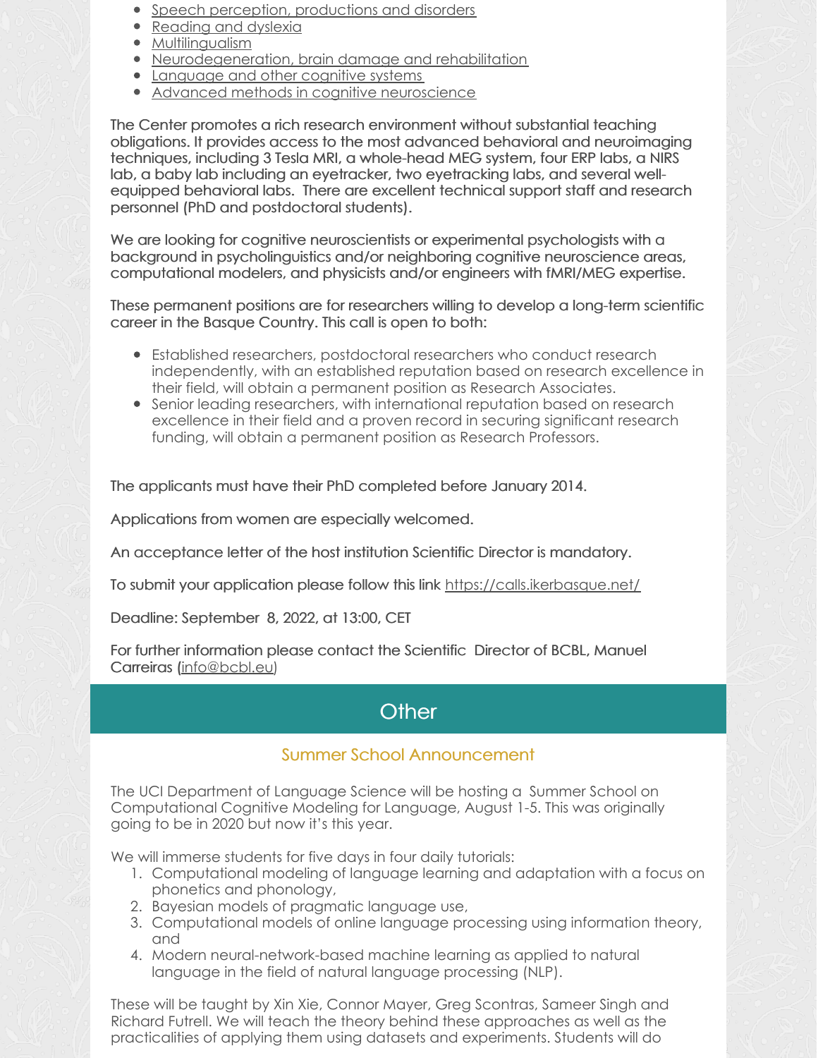- Speech perception, productions and disorders
- Reading and dyslexia
- Multilingualism
- Neurodegeneration, brain damage and rehabilitation
- Language and other cognitive systems
- Advanced methods in cognitive neuroscience

The Center promotes a rich research environment without substantial teaching obligations. It provides access to the most advanced behavioral and neuroimaging techniques, including 3 Tesla MRI, a whole-head MEG system, four ERP labs, a NIRS lab, a baby lab including an eyetracker, two eyetracking labs, and several well-equipped behavioral labs. There are excellent technical support staff and research personnel (PhD and postdoctoral students).

We are looking for cognitive neuroscientists or experimental psychologists with a background in psycholinguistics and/or neighboring cognitive neuroscience areas, computational modelers, and physicists and/or engineers with fMRI/MEG expertise.

These permanent positions are for researchers willing to develop a long-term scientific career in the Basque Country. This call is open to both:

- Established researchers, postdoctoral researchers who conduct research independently, with an established reputation based on research excellence in their field, will obtain a permanent position as Research Associates.
- Senior leading researchers, with international reputation based on research excellence in their field and a proven record in securing significant research funding, will obtain a permanent position as Research Professors.

The applicants must have their PhD completed before January 2014.

Applications from women are especially welcomed.

An acceptance letter of the host institution Scientific Director is mandatory.

To submit your application please follow this link https://calls.ikerbasque.net/

Deadline: September 8, 2022, at 13:00, CET

For further information please contact the Scientific Director of BCBL, Manuel Carreiras (info@bcbl.eu)

## Other

### Summer School Announcement

The UCI Department of Language Science will be hosting a Summer School on Computational Cognitive Modeling for Language, August 1-5. This was originally going to be in 2020 but now it's this year.

We will immerse students for five days in four daily tutorials:

1. Computational modeling of language learning and adaptation with a focus on phonetics and phonology,
2. Bayesian models of pragmatic language use,
3. Computational models of online language processing using information theory, and
4. Modern neural-network-based machine learning as applied to natural language in the field of natural language processing (NLP).

These will be taught by Xin Xie, Connor Mayer, Greg Scontras, Sameer Singh and Richard Futrell. We will teach the theory behind these approaches as well as the practicalities of applying them using datasets and experiments. Students will do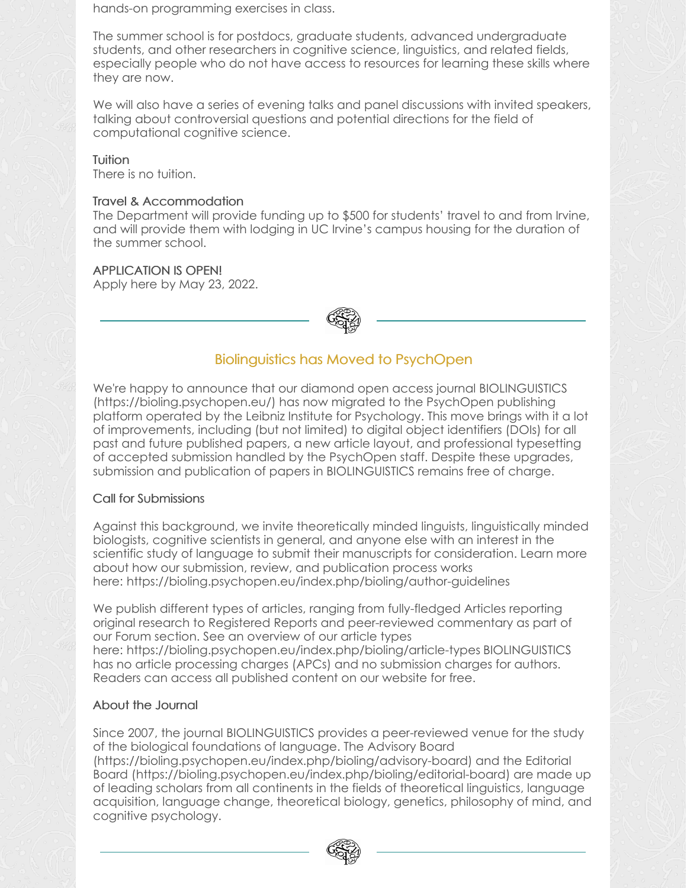hands-on programming exercises in class.

The summer school is for postdocs, graduate students, advanced undergraduate students, and other researchers in cognitive science, linguistics, and related fields, especially people who do not have access to resources for learning these skills where they are now.

We will also have a series of evening talks and panel discussions with invited speakers, talking about controversial questions and potential directions for the field of computational cognitive science.

### Tuition

There is no tuition.

### Travel & Accommodation

The Department will provide funding up to $500 for students' travel to and from Irvine, and will provide them with lodging in UC Irvine's campus housing for the duration of the summer school.

### APPLICATION IS OPEN!

Apply here by May 23, 2022.

---

## Biolinguistics has Moved to PsychOpen

We're happy to announce that our diamond open access journal BIOLINGUISTICS (https://bioling.psychopen.eu/) has now migrated to the PsychOpen publishing platform operated by the Leibniz Institute for Psychology. This move brings with it a lot of improvements, including (but not limited) to digital object identifiers (DOIs) for all past and future published papers, a new article layout, and professional typesetting of accepted submission handled by the PsychOpen staff. Despite these upgrades, submission and publication of papers in BIOLINGUISTICS remains free of charge.

### Call for Submissions

Against this background, we invite theoretically minded linguists, linguistically minded biologists, cognitive scientists in general, and anyone else with an interest in the scientific study of language to submit their manuscripts for consideration. Learn more about how our submission, review, and publication process works here: https://bioling.psychopen.eu/index.php/bioling/author-guidelines

We publish different types of articles, ranging from fully-fledged Articles reporting original research to Registered Reports and peer-reviewed commentary as part of our Forum section. See an overview of our article types here: https://bioling.psychopen.eu/index.php/bioling/article-types BIOLINGUISTICS has no article processing charges (APCs) and no submission charges for authors. Readers can access all published content on our website for free.

### About the Journal

Since 2007, the journal BIOLINGUISTICS provides a peer-reviewed venue for the study of the biological foundations of language. The Advisory Board (https://bioling.psychopen.eu/index.php/bioling/advisory-board) and the Editorial Board (https://bioling.psychopen.eu/index.php/bioling/editorial-board) are made up of leading scholars from all continents in the fields of theoretical linguistics, language acquisition, language change, theoretical biology, genetics, philosophy of mind, and cognitive psychology.

---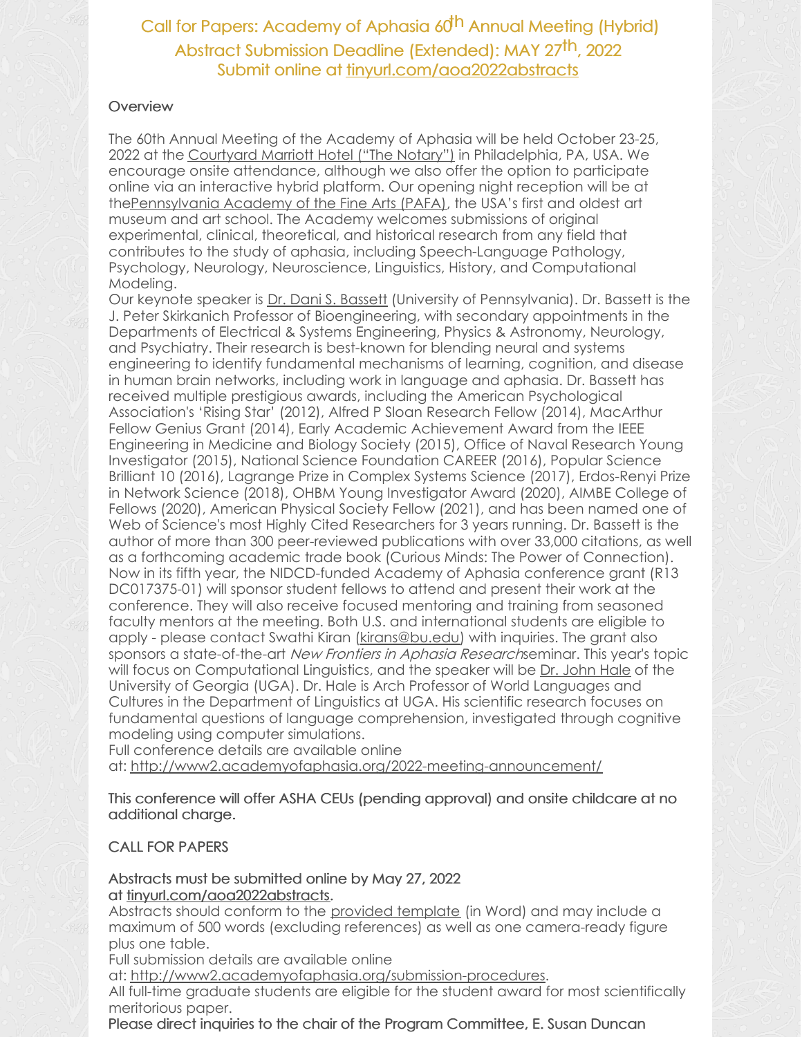# Call for Papers: Academy of Aphasia 60th Annual Meeting (Hybrid)

## Abstract Submission Deadline (Extended): MAY 27th, 2022

## Submit online at tinyurl.com/aoa2022abstracts

### Overview

The 60th Annual Meeting of the Academy of Aphasia will be held October 23-25, 2022 at the Courtyard Marriott Hotel ("The Notary") in Philadelphia, PA, USA. We encourage onsite attendance, although we also offer the option to participate online via an interactive hybrid platform. Our opening night reception will be at thePennsylvania Academy of the Fine Arts (PAFA), the USA's first and oldest art museum and art school. The Academy welcomes submissions of original experimental, clinical, theoretical, and historical research from any field that contributes to the study of aphasia, including Speech-Language Pathology, Psychology, Neurology, Neuroscience, Linguistics, History, and Computational Modeling.

Our keynote speaker is Dr. Dani S. Bassett (University of Pennsylvania). Dr. Bassett is the J. Peter Skirkanich Professor of Bioengineering, with secondary appointments in the Departments of Electrical & Systems Engineering, Physics & Astronomy, Neurology, and Psychiatry. Their research is best-known for blending neural and systems engineering to identify fundamental mechanisms of learning, cognition, and disease in human brain networks, including work in language and aphasia. Dr. Bassett has received multiple prestigious awards, including the American Psychological Association's 'Rising Star' (2012), Alfred P Sloan Research Fellow (2014), MacArthur Fellow Genius Grant (2014), Early Academic Achievement Award from the IEEE Engineering in Medicine and Biology Society (2015), Office of Naval Research Young Investigator (2015), National Science Foundation CAREER (2016), Popular Science Brilliant 10 (2016), Lagrange Prize in Complex Systems Science (2017), Erdos-Renyi Prize in Network Science (2018), OHBM Young Investigator Award (2020), AIMBE College of Fellows (2020), American Physical Society Fellow (2021), and has been named one of Web of Science's most Highly Cited Researchers for 3 years running. Dr. Bassett is the author of more than 300 peer-reviewed publications with over 33,000 citations, as well as a forthcoming academic trade book (Curious Minds: The Power of Connection).

Now in its fifth year, the NIDCD-funded Academy of Aphasia conference grant (R13 DC017375-01) will sponsor student fellows to attend and present their work at the conference. They will also receive focused mentoring and training from seasoned faculty mentors at the meeting. Both U.S. and international students are eligible to apply - please contact Swathi Kiran (kirans@bu.edu) with inquiries. The grant also sponsors a state-of-the-art *New Frontiers in Aphasia Research*seminar. This year's topic will focus on Computational Linguistics, and the speaker will be Dr. John Hale of the University of Georgia (UGA). Dr. Hale is Arch Professor of World Languages and Cultures in the Department of Linguistics at UGA. His scientific research focuses on fundamental questions of language comprehension, investigated through cognitive modeling using computer simulations.

Full conference details are available online at: http://www2.academyofaphasia.org/2022-meeting-announcement/

**This conference will offer ASHA CEUs (pending approval) and onsite childcare at no additional charge.**

### CALL FOR PAPERS

**Abstracts must be submitted online by May 27, 2022 at tinyurl.com/aoa2022abstracts.**

Abstracts should conform to the provided template (in Word) and may include a maximum of 500 words (excluding references) as well as one camera-ready figure plus one table.

Full submission details are available online at: http://www2.academyofaphasia.org/submission-procedures.

All full-time graduate students are eligible for the student award for most scientifically meritorious paper.

**Please direct inquiries to the chair of the Program Committee, E. Susan Duncan**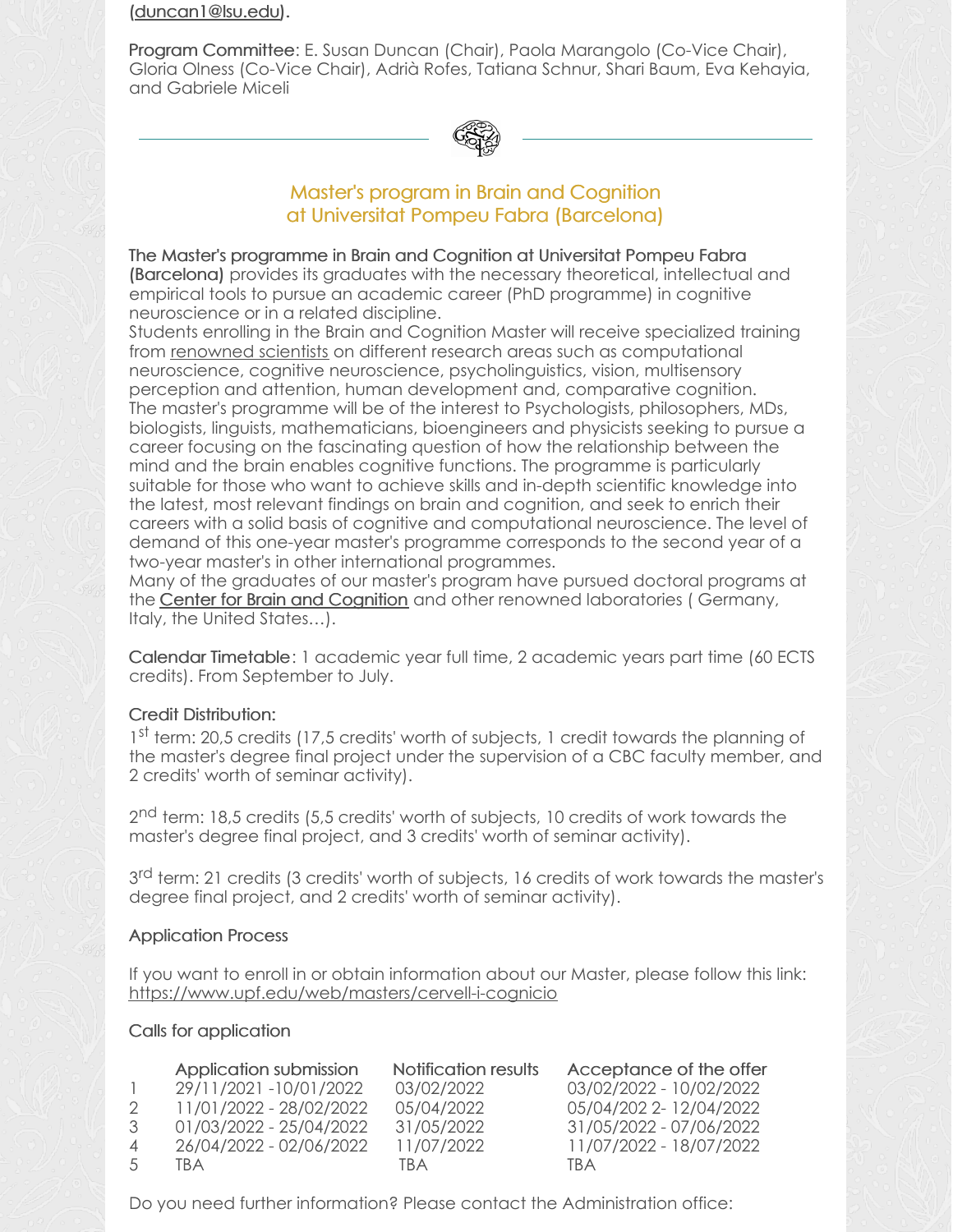(duncan1@lsu.edu).

**Program Committee**: E. Susan Duncan (Chair), Paola Marangolo (Co-Vice Chair), Gloria Olness (Co-Vice Chair), Adrià Rofes, Tatiana Schnur, Shari Baum, Eva Kehayia, and Gabriele Miceli

---

## Master's program in Brain and Cognition at Universitat Pompeu Fabra (Barcelona)

**The Master's programme in Brain and Cognition at Universitat Pompeu Fabra (Barcelona)** provides its graduates with the necessary theoretical, intellectual and empirical tools to pursue an academic career (PhD programme) in cognitive neuroscience or in a related discipline.
Students enrolling in the Brain and Cognition Master will receive specialized training from renowned scientists on different research areas such as computational neuroscience, cognitive neuroscience, psycholinguistics, vision, multisensory perception and attention, human development and, comparative cognition.
The master's programme will be of the interest to Psychologists, philosophers, MDs, biologists, linguists, mathematicians, bioengineers and physicists seeking to pursue a career focusing on the fascinating question of how the relationship between the mind and the brain enables cognitive functions. The programme is particularly suitable for those who want to achieve skills and in-depth scientific knowledge into the latest, most relevant findings on brain and cognition, and seek to enrich their careers with a solid basis of cognitive and computational neuroscience. The level of demand of this one-year master's programme corresponds to the second year of a two-year master's in other international programmes.
Many of the graduates of our master's program have pursued doctoral programs at the Center for Brain and Cognition and other renowned laboratories ( Germany, Italy, the United States...).

**Calendar Timetable**: 1 academic year full time, 2 academic years part time (60 ECTS credits). From September to July.

### Credit Distribution:

1st term: 20,5 credits (17,5 credits' worth of subjects, 1 credit towards the planning of the master's degree final project under the supervision of a CBC faculty member, and 2 credits' worth of seminar activity).

2nd term: 18,5 credits (5,5 credits' worth of subjects, 10 credits of work towards the master's degree final project, and 3 credits' worth of seminar activity).

3rd term: 21 credits (3 credits' worth of subjects, 16 credits of work towards the master's degree final project, and 2 credits' worth of seminar activity).

### Application Process

If you want to enroll in or obtain information about our Master, please follow this link: https://www.upf.edu/web/masters/cervell-i-cognicio

### Calls for application

| | Application submission | Notification results | Acceptance of the offer |
|---|---|---|---|
| 1 | 29/11/2021 -10/01/2022 | 03/02/2022 | 03/02/2022 - 10/02/2022 |
| 2 | 11/01/2022 - 28/02/2022 | 05/04/2022 | 05/04/202 2- 12/04/2022 |
| 3 | 01/03/2022 - 25/04/2022 | 31/05/2022 | 31/05/2022 - 07/06/2022 |
| 4 | 26/04/2022 - 02/06/2022 | 11/07/2022 | 11/07/2022 - 18/07/2022 |
| 5 | TBA | TBA | TBA |

Do you need further information? Please contact the Administration office: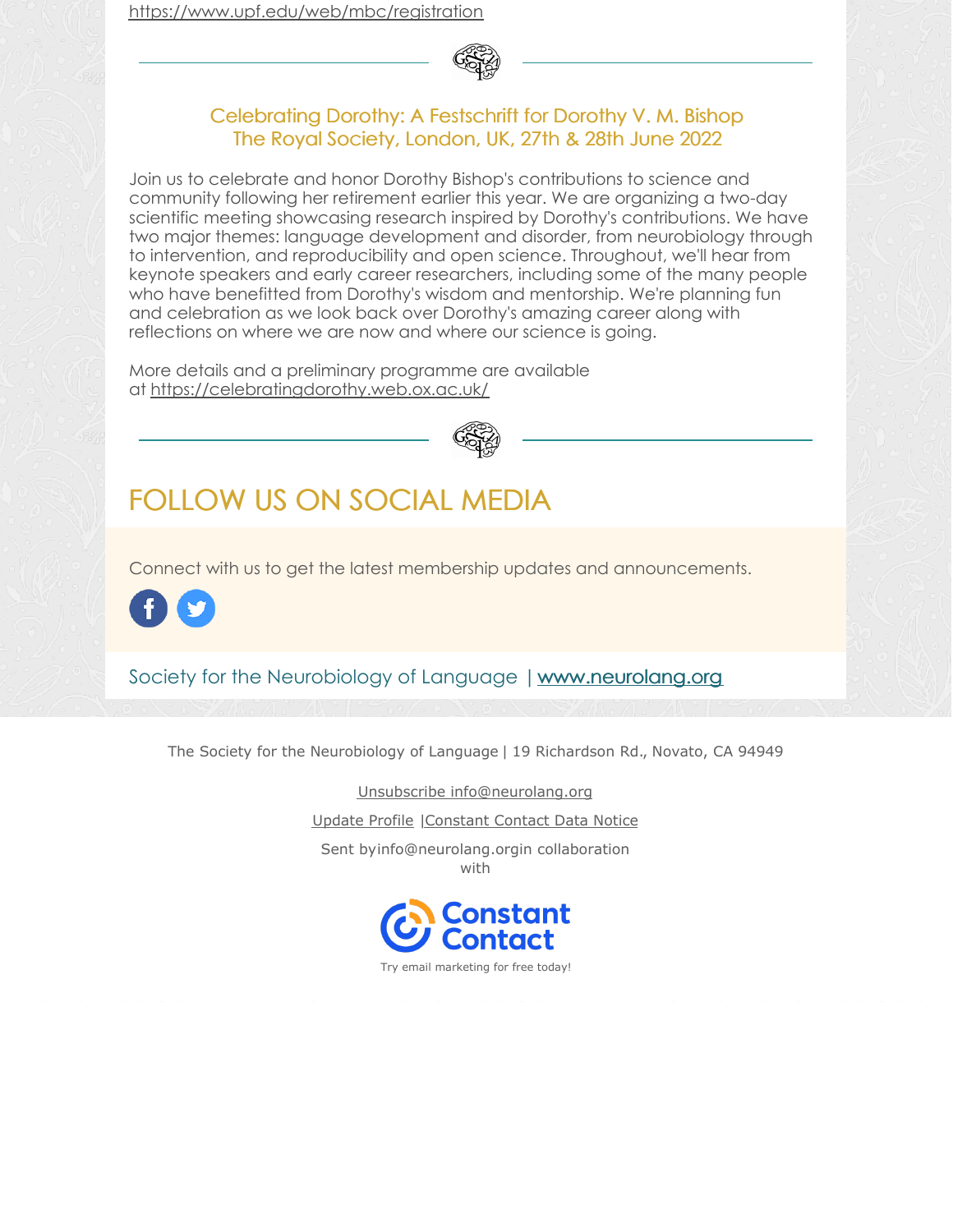https://www.upf.edu/web/mbc/registration

## Celebrating Dorothy: A Festschrift for Dorothy V. M. Bishop
## The Royal Society, London, UK, 27th & 28th June 2022

Join us to celebrate and honor Dorothy Bishop's contributions to science and community following her retirement earlier this year. We are organizing a two-day scientific meeting showcasing research inspired by Dorothy's contributions. We have two major themes: language development and disorder, from neurobiology through to intervention, and reproducibility and open science. Throughout, we'll hear from keynote speakers and early career researchers, including some of the many people who have benefitted from Dorothy's wisdom and mentorship. We're planning fun and celebration as we look back over Dorothy's amazing career along with reflections on where we are now and where our science is going.

More details and a preliminary programme are available at https://celebratingdorothy.web.ox.ac.uk/

# FOLLOW US ON SOCIAL MEDIA

Connect with us to get the latest membership updates and announcements.

Society for the Neurobiology of Language | www.neurolang.org

The Society for the Neurobiology of Language | 19 Richardson Rd., Novato, CA 94949

Unsubscribe info@neurolang.org

Update Profile |Constant Contact Data Notice

Sent byinfo@neurolang.orgin collaboration with

Constant Contact

Try email marketing for free today!